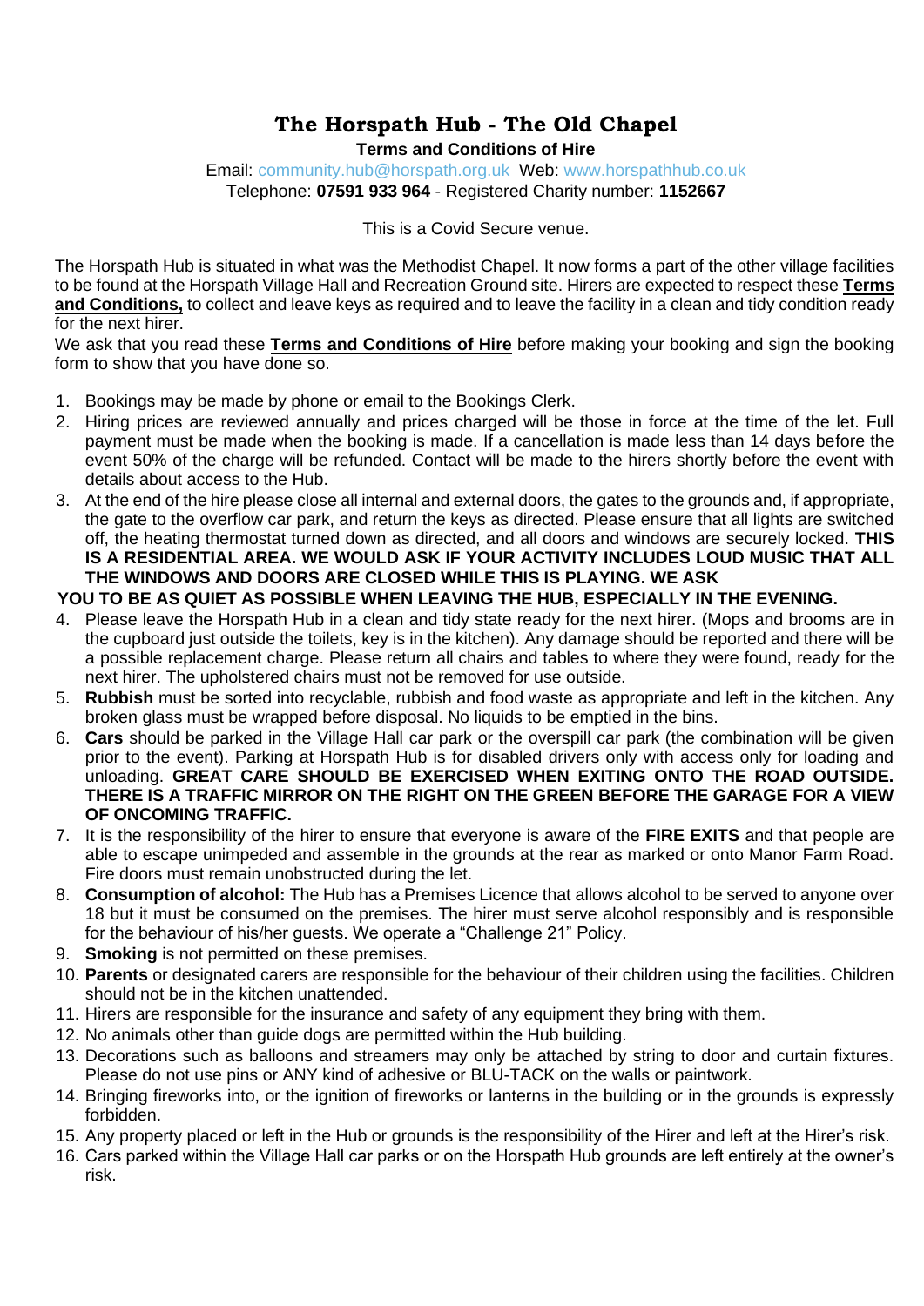# The Horspath Hub - The Old Chapel

**Terms and Conditions of Hire**

Email: community.hub@horspath.org.uk Web: www.horspathhub.co.uk
Telephone: **07591 933 964** - Registered Charity number: **1152667**

This is a Covid Secure venue.

The Horspath Hub is situated in what was the Methodist Chapel. It now forms a part of the other village facilities to be found at the Horspath Village Hall and Recreation Ground site. Hirers are expected to respect these **Terms and Conditions,** to collect and leave keys as required and to leave the facility in a clean and tidy condition ready for the next hirer.
We ask that you read these **Terms and Conditions of Hire** before making your booking and sign the booking form to show that you have done so.

1. Bookings may be made by phone or email to the Bookings Clerk.
2. Hiring prices are reviewed annually and prices charged will be those in force at the time of the let. Full payment must be made when the booking is made. If a cancellation is made less than 14 days before the event 50% of the charge will be refunded. Contact will be made to the hirers shortly before the event with details about access to the Hub.
3. At the end of the hire please close all internal and external doors, the gates to the grounds and, if appropriate, the gate to the overflow car park, and return the keys as directed. Please ensure that all lights are switched off, the heating thermostat turned down as directed, and all doors and windows are securely locked. **THIS IS A RESIDENTIAL AREA. WE WOULD ASK IF YOUR ACTIVITY INCLUDES LOUD MUSIC THAT ALL THE WINDOWS AND DOORS ARE CLOSED WHILE THIS IS PLAYING. WE ASK YOU TO BE AS QUIET AS POSSIBLE WHEN LEAVING THE HUB, ESPECIALLY IN THE EVENING.**
4. Please leave the Horspath Hub in a clean and tidy state ready for the next hirer. (Mops and brooms are in the cupboard just outside the toilets, key is in the kitchen). Any damage should be reported and there will be a possible replacement charge. Please return all chairs and tables to where they were found, ready for the next hirer. The upholstered chairs must not be removed for use outside.
5. **Rubbish** must be sorted into recyclable, rubbish and food waste as appropriate and left in the kitchen. Any broken glass must be wrapped before disposal. No liquids to be emptied in the bins.
6. **Cars** should be parked in the Village Hall car park or the overspill car park (the combination will be given prior to the event). Parking at Horspath Hub is for disabled drivers only with access only for loading and unloading. **GREAT CARE SHOULD BE EXERCISED WHEN EXITING ONTO THE ROAD OUTSIDE. THERE IS A TRAFFIC MIRROR ON THE RIGHT ON THE GREEN BEFORE THE GARAGE FOR A VIEW OF ONCOMING TRAFFIC.**
7. It is the responsibility of the hirer to ensure that everyone is aware of the **FIRE EXITS** and that people are able to escape unimpeded and assemble in the grounds at the rear as marked or onto Manor Farm Road. Fire doors must remain unobstructed during the let.
8. **Consumption of alcohol:** The Hub has a Premises Licence that allows alcohol to be served to anyone over 18 but it must be consumed on the premises. The hirer must serve alcohol responsibly and is responsible for the behaviour of his/her guests. We operate a "Challenge 21" Policy.
9. **Smoking** is not permitted on these premises.
10. **Parents** or designated carers are responsible for the behaviour of their children using the facilities. Children should not be in the kitchen unattended.
11. Hirers are responsible for the insurance and safety of any equipment they bring with them.
12. No animals other than guide dogs are permitted within the Hub building.
13. Decorations such as balloons and streamers may only be attached by string to door and curtain fixtures. Please do not use pins or ANY kind of adhesive or BLU-TACK on the walls or paintwork.
14. Bringing fireworks into, or the ignition of fireworks or lanterns in the building or in the grounds is expressly forbidden.
15. Any property placed or left in the Hub or grounds is the responsibility of the Hirer and left at the Hirer's risk.
16. Cars parked within the Village Hall car parks or on the Horspath Hub grounds are left entirely at the owner's risk.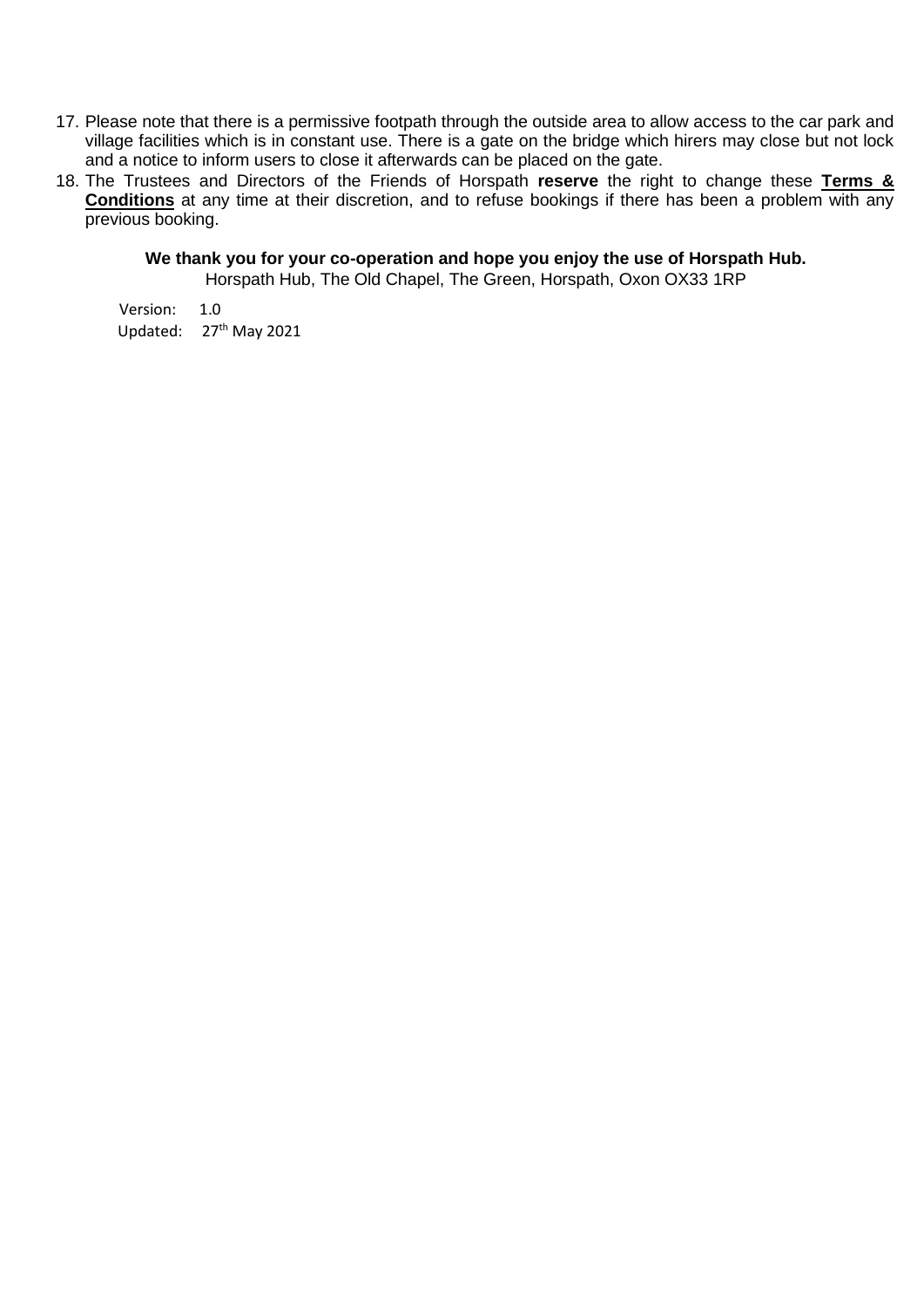17. Please note that there is a permissive footpath through the outside area to allow access to the car park and village facilities which is in constant use. There is a gate on the bridge which hirers may close but not lock and a notice to inform users to close it afterwards can be placed on the gate.
18. The Trustees and Directors of the Friends of Horspath **reserve** the right to change these **Terms & Conditions** at any time at their discretion, and to refuse bookings if there has been a problem with any previous booking.

**We thank you for your co-operation and hope you enjoy the use of Horspath Hub.**
Horspath Hub, The Old Chapel, The Green, Horspath, Oxon OX33 1RP

Version: 1.0
Updated: 27th May 2021